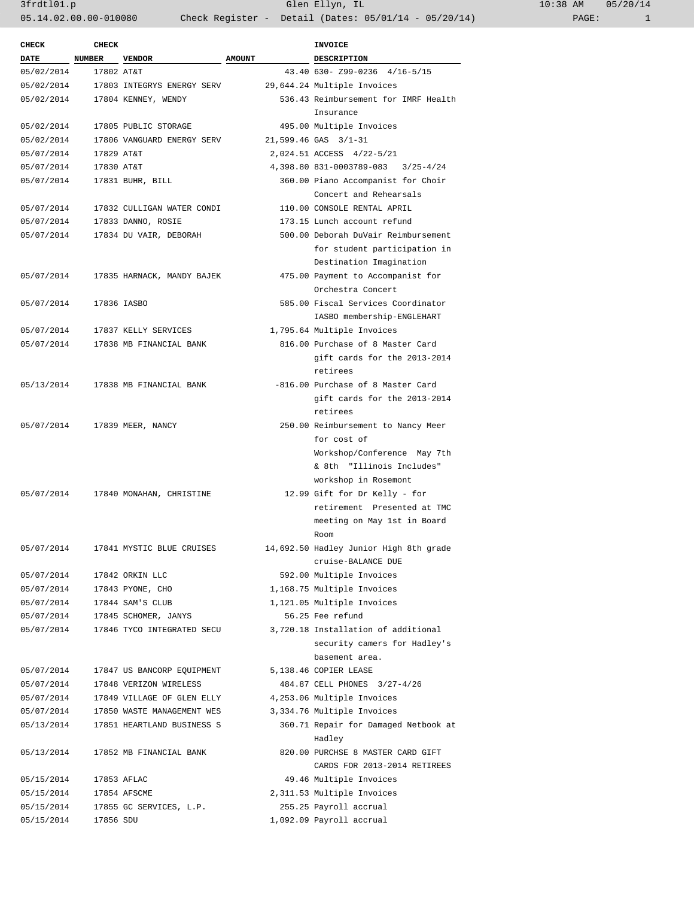| CHECK DATE | CHECK NUMBER | VENDOR | AMOUNT | INVOICE DESCRIPTION |
|---|---|---|---|---|
| 05/02/2014 | 17802 | AT&T | 43.40 | 630- Z99-0236 4/16-5/15 |
| 05/02/2014 | 17803 | INTEGRYS ENERGY SERV | 29,644.24 | Multiple Invoices |
| 05/02/2014 | 17804 | KENNEY, WENDY | 536.43 | Reimbursement for IMRF Health Insurance |
| 05/02/2014 | 17805 | PUBLIC STORAGE | 495.00 | Multiple Invoices |
| 05/02/2014 | 17806 | VANGUARD ENERGY SERV | 21,599.46 | GAS 3/1-31 |
| 05/07/2014 | 17829 | AT&T | 2,024.51 | ACCESS 4/22-5/21 |
| 05/07/2014 | 17830 | AT&T | 4,398.80 | 831-0003789-083 3/25-4/24 |
| 05/07/2014 | 17831 | BUHR, BILL | 360.00 | Piano Accompanist for Choir Concert and Rehearsals |
| 05/07/2014 | 17832 | CULLIGAN WATER CONDI | 110.00 | CONSOLE RENTAL APRIL |
| 05/07/2014 | 17833 | DANNO, ROSIE | 173.15 | Lunch account refund |
| 05/07/2014 | 17834 | DU VAIR, DEBORAH | 500.00 | Deborah DuVair Reimbursement for student participation in Destination Imagination |
| 05/07/2014 | 17835 | HARNACK, MANDY BAJEK | 475.00 | Payment to Accompanist for Orchestra Concert |
| 05/07/2014 | 17836 | IASBO | 585.00 | Fiscal Services Coordinator IASBO membership-ENGLEHART |
| 05/07/2014 | 17837 | KELLY SERVICES | 1,795.64 | Multiple Invoices |
| 05/07/2014 | 17838 | MB FINANCIAL BANK | 816.00 | Purchase of 8 Master Card gift cards for the 2013-2014 retirees |
| 05/13/2014 | 17838 | MB FINANCIAL BANK | -816.00 | Purchase of 8 Master Card gift cards for the 2013-2014 retirees |
| 05/07/2014 | 17839 | MEER, NANCY | 250.00 | Reimbursement to Nancy Meer for cost of Workshop/Conference May 7th & 8th "Illinois Includes" workshop in Rosemont |
| 05/07/2014 | 17840 | MONAHAN, CHRISTINE | 12.99 | Gift for Dr Kelly - for retirement Presented at TMC meeting on May 1st in Board Room |
| 05/07/2014 | 17841 | MYSTIC BLUE CRUISES | 14,692.50 | Hadley Junior High 8th grade cruise-BALANCE DUE |
| 05/07/2014 | 17842 | ORKIN LLC | 592.00 | Multiple Invoices |
| 05/07/2014 | 17843 | PYONE, CHO | 1,168.75 | Multiple Invoices |
| 05/07/2014 | 17844 | SAM'S CLUB | 1,121.05 | Multiple Invoices |
| 05/07/2014 | 17845 | SCHOMER, JANYS | 56.25 | Fee refund |
| 05/07/2014 | 17846 | TYCO INTEGRATED SECU | 3,720.18 | Installation of additional security camers for Hadley's basement area. |
| 05/07/2014 | 17847 | US BANCORP EQUIPMENT | 5,138.46 | COPIER LEASE |
| 05/07/2014 | 17848 | VERIZON WIRELESS | 484.87 | CELL PHONES 3/27-4/26 |
| 05/07/2014 | 17849 | VILLAGE OF GLEN ELLY | 4,253.06 | Multiple Invoices |
| 05/07/2014 | 17850 | WASTE MANAGEMENT WES | 3,334.76 | Multiple Invoices |
| 05/13/2014 | 17851 | HEARTLAND BUSINESS S | 360.71 | Repair for Damaged Netbook at Hadley |
| 05/13/2014 | 17852 | MB FINANCIAL BANK | 820.00 | PURCHSE 8 MASTER CARD GIFT CARDS FOR 2013-2014 RETIREES |
| 05/15/2014 | 17853 | AFLAC | 49.46 | Multiple Invoices |
| 05/15/2014 | 17854 | AFSCME | 2,311.53 | Multiple Invoices |
| 05/15/2014 | 17855 | GC SERVICES, L.P. | 255.25 | Payroll accrual |
| 05/15/2014 | 17856 | SDU | 1,092.09 | Payroll accrual |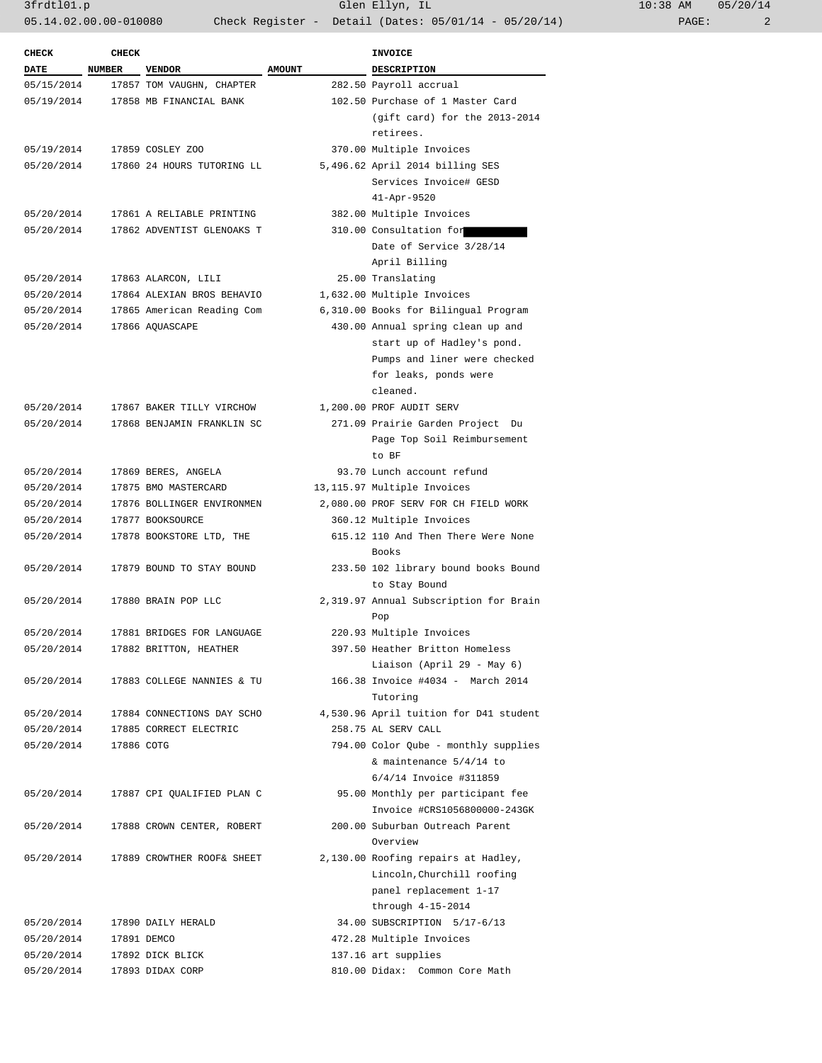| CHECK DATE | CHECK NUMBER | VENDOR | AMOUNT | INVOICE DESCRIPTION |
|---|---|---|---|---|
| 05/15/2014 | 17857 | TOM VAUGHN, CHAPTER | 282.50 | Payroll accrual |
| 05/19/2014 | 17858 | MB FINANCIAL BANK | 102.50 | Purchase of 1 Master Card (gift card) for the 2013-2014 retirees. |
| 05/19/2014 | 17859 | COSLEY ZOO | 370.00 | Multiple Invoices |
| 05/20/2014 | 17860 | 24 HOURS TUTORING LL | 5,496.62 | April 2014 billing SES Services Invoice# GESD 41-Apr-9520 |
| 05/20/2014 | 17861 | A RELIABLE PRINTING | 382.00 | Multiple Invoices |
| 05/20/2014 | 17862 | ADVENTIST GLENOAKS T | 310.00 | Consultation for [REDACTED] Date of Service 3/28/14 April Billing |
| 05/20/2014 | 17863 | ALARCON, LILI | 25.00 | Translating |
| 05/20/2014 | 17864 | ALEXIAN BROS BEHAVIO | 1,632.00 | Multiple Invoices |
| 05/20/2014 | 17865 | American Reading Com | 6,310.00 | Books for Bilingual Program |
| 05/20/2014 | 17866 | AQUASCAPE | 430.00 | Annual spring clean up and start up of Hadley's pond. Pumps and liner were checked for leaks, ponds were cleaned. |
| 05/20/2014 | 17867 | BAKER TILLY VIRCHOW | 1,200.00 | PROF AUDIT SERV |
| 05/20/2014 | 17868 | BENJAMIN FRANKLIN SC | 271.09 | Prairie Garden Project Du Page Top Soil Reimbursement to BF |
| 05/20/2014 | 17869 | BERES, ANGELA | 93.70 | Lunch account refund |
| 05/20/2014 | 17875 | BMO MASTERCARD | 13,115.97 | Multiple Invoices |
| 05/20/2014 | 17876 | BOLLINGER ENVIRONMEN | 2,080.00 | PROF SERV FOR CH FIELD WORK |
| 05/20/2014 | 17877 | BOOKSOURCE | 360.12 | Multiple Invoices |
| 05/20/2014 | 17878 | BOOKSTORE LTD, THE | 615.12 | 110 And Then There Were None Books |
| 05/20/2014 | 17879 | BOUND TO STAY BOUND | 233.50 | 102 library bound books Bound to Stay Bound |
| 05/20/2014 | 17880 | BRAIN POP LLC | 2,319.97 | Annual Subscription for Brain Pop |
| 05/20/2014 | 17881 | BRIDGES FOR LANGUAGE | 220.93 | Multiple Invoices |
| 05/20/2014 | 17882 | BRITTON, HEATHER | 397.50 | Heather Britton Homeless Liaison (April 29 - May 6) |
| 05/20/2014 | 17883 | COLLEGE NANNIES & TU | 166.38 | Invoice #4034 - March 2014 Tutoring |
| 05/20/2014 | 17884 | CONNECTIONS DAY SCHO | 4,530.96 | April tuition for D41 student |
| 05/20/2014 | 17885 | CORRECT ELECTRIC | 258.75 | AL SERV CALL |
| 05/20/2014 | 17886 | COTG | 794.00 | Color Qube - monthly supplies & maintenance 5/4/14 to 6/4/14 Invoice #311859 |
| 05/20/2014 | 17887 | CPI QUALIFIED PLAN C | 95.00 | Monthly per participant fee Invoice #CRS1056800000-243GK |
| 05/20/2014 | 17888 | CROWN CENTER, ROBERT | 200.00 | Suburban Outreach Parent Overview |
| 05/20/2014 | 17889 | CROWTHER ROOF& SHEET | 2,130.00 | Roofing repairs at Hadley, Lincoln,Churchill roofing panel replacement 1-17 through 4-15-2014 |
| 05/20/2014 | 17890 | DAILY HERALD | 34.00 | SUBSCRIPTION 5/17-6/13 |
| 05/20/2014 | 17891 | DEMCO | 472.28 | Multiple Invoices |
| 05/20/2014 | 17892 | DICK BLICK | 137.16 | art supplies |
| 05/20/2014 | 17893 | DIDAX CORP | 810.00 | Didax: Common Core Math |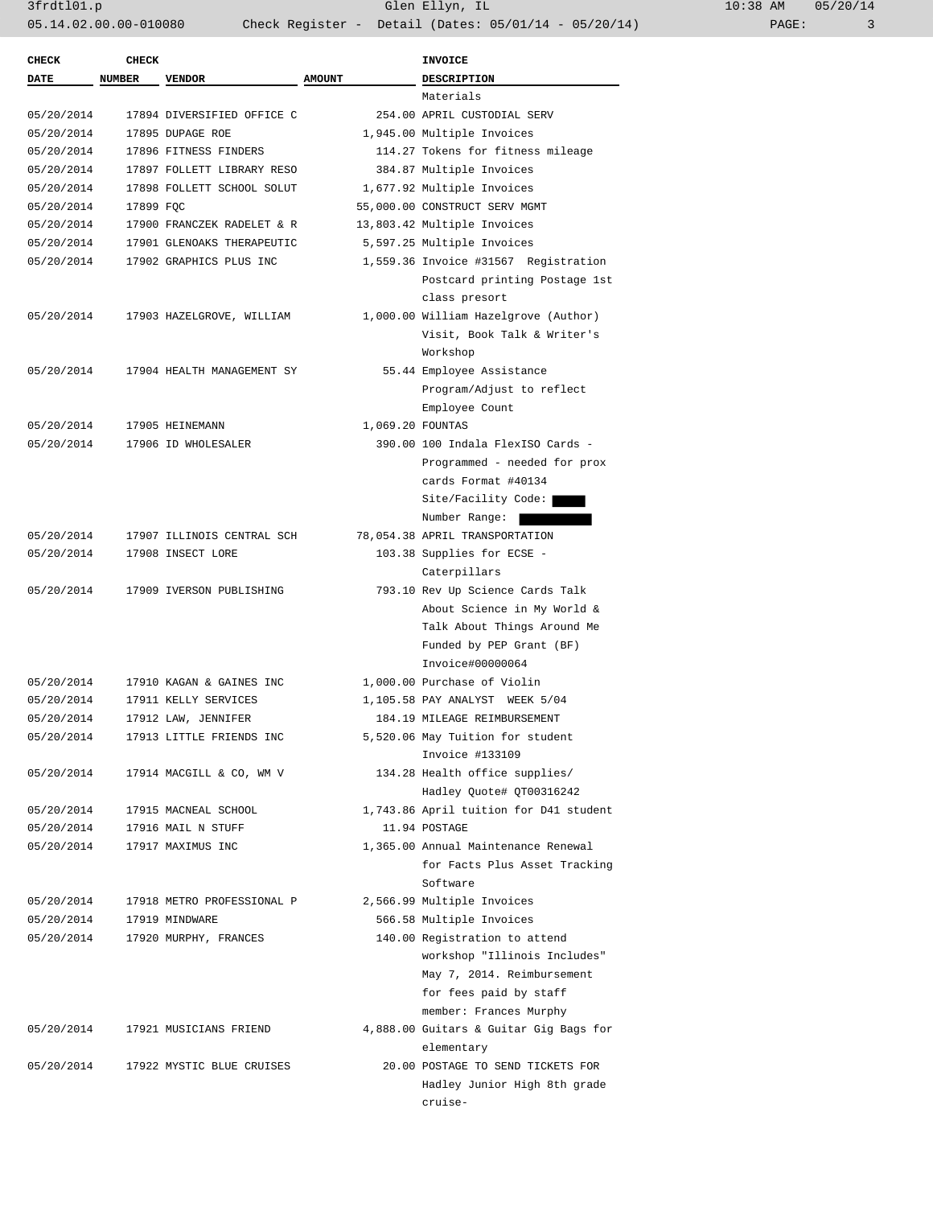| CHECK DATE | CHECK NUMBER | VENDOR | AMOUNT | INVOICE DESCRIPTION |
|---|---|---|---|---|
| | | | | Materials |
| 05/20/2014 | 17894 | DIVERSIFIED OFFICE C | 254.00 | APRIL CUSTODIAL SERV |
| 05/20/2014 | 17895 | DUPAGE ROE | 1,945.00 | Multiple Invoices |
| 05/20/2014 | 17896 | FITNESS FINDERS | 114.27 | Tokens for fitness mileage |
| 05/20/2014 | 17897 | FOLLETT LIBRARY RESO | 384.87 | Multiple Invoices |
| 05/20/2014 | 17898 | FOLLETT SCHOOL SOLUT | 1,677.92 | Multiple Invoices |
| 05/20/2014 | 17899 | FQC | 55,000.00 | CONSTRUCT SERV MGMT |
| 05/20/2014 | 17900 | FRANCZEK RADELET & R | 13,803.42 | Multiple Invoices |
| 05/20/2014 | 17901 | GLENOAKS THERAPEUTIC | 5,597.25 | Multiple Invoices |
| 05/20/2014 | 17902 | GRAPHICS PLUS INC | 1,559.36 | Invoice #31567 Registration Postcard printing Postage 1st class presort |
| 05/20/2014 | 17903 | HAZELGROVE, WILLIAM | 1,000.00 | William Hazelgrove (Author) Visit, Book Talk & Writer's Workshop |
| 05/20/2014 | 17904 | HEALTH MANAGEMENT SY | 55.44 | Employee Assistance Program/Adjust to reflect Employee Count |
| 05/20/2014 | 17905 | HEINEMANN | 1,069.20 | FOUNTAS |
| 05/20/2014 | 17906 | ID WHOLESALER | 390.00 | 100 Indala FlexISO Cards - Programmed - needed for prox cards Format #40134 Site/Facility Code: Number Range: |
| 05/20/2014 | 17907 | ILLINOIS CENTRAL SCH | 78,054.38 | APRIL TRANSPORTATION |
| 05/20/2014 | 17908 | INSECT LORE | 103.38 | Supplies for ECSE - Caterpillars |
| 05/20/2014 | 17909 | IVERSON PUBLISHING | 793.10 | Rev Up Science Cards Talk About Science in My World & Talk About Things Around Me Funded by PEP Grant (BF) Invoice#00000064 |
| 05/20/2014 | 17910 | KAGAN & GAINES INC | 1,000.00 | Purchase of Violin |
| 05/20/2014 | 17911 | KELLY SERVICES | 1,105.58 | PAY ANALYST WEEK 5/04 |
| 05/20/2014 | 17912 | LAW, JENNIFER | 184.19 | MILEAGE REIMBURSEMENT |
| 05/20/2014 | 17913 | LITTLE FRIENDS INC | 5,520.06 | May Tuition for student Invoice #133109 |
| 05/20/2014 | 17914 | MACGILL & CO, WM V | 134.28 | Health office supplies/ Hadley Quote# QT00316242 |
| 05/20/2014 | 17915 | MACNEAL SCHOOL | 1,743.86 | April tuition for D41 student |
| 05/20/2014 | 17916 | MAIL N STUFF | 11.94 | POSTAGE |
| 05/20/2014 | 17917 | MAXIMUS INC | 1,365.00 | Annual Maintenance Renewal for Facts Plus Asset Tracking Software |
| 05/20/2014 | 17918 | METRO PROFESSIONAL P | 2,566.99 | Multiple Invoices |
| 05/20/2014 | 17919 | MINDWARE | 566.58 | Multiple Invoices |
| 05/20/2014 | 17920 | MURPHY, FRANCES | 140.00 | Registration to attend workshop "Illinois Includes" May 7, 2014. Reimbursement for fees paid by staff member: Frances Murphy |
| 05/20/2014 | 17921 | MUSICIANS FRIEND | 4,888.00 | Guitars & Guitar Gig Bags for elementary |
| 05/20/2014 | 17922 | MYSTIC BLUE CRUISES | 20.00 | POSTAGE TO SEND TICKETS FOR Hadley Junior High 8th grade cruise- |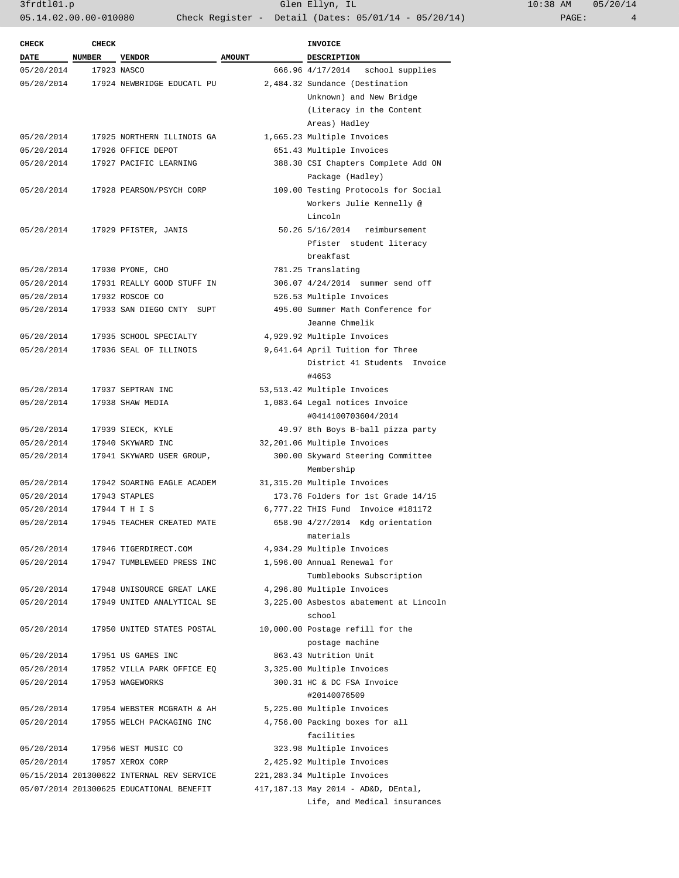| CHECK DATE | CHECK NUMBER | VENDOR | AMOUNT | INVOICE DESCRIPTION |
|---|---|---|---|---|
| 05/20/2014 | 17923 | NASCO | 666.96 | 4/17/2014 school supplies |
| 05/20/2014 | 17924 | NEWBRIDGE EDUCATL PU | 2,484.32 | Sundance (Destination Unknown) and New Bridge (Literacy in the Content Areas) Hadley |
| 05/20/2014 | 17925 | NORTHERN ILLINOIS GA | 1,665.23 | Multiple Invoices |
| 05/20/2014 | 17926 | OFFICE DEPOT | 651.43 | Multiple Invoices |
| 05/20/2014 | 17927 | PACIFIC LEARNING | 388.30 | CSI Chapters Complete Add ON Package (Hadley) |
| 05/20/2014 | 17928 | PEARSON/PSYCH CORP | 109.00 | Testing Protocols for Social Workers Julie Kennelly @ Lincoln |
| 05/20/2014 | 17929 | PFISTER, JANIS | 50.26 | 5/16/2014 reimbursement Pfister student literacy breakfast |
| 05/20/2014 | 17930 | PYONE, CHO | 781.25 | Translating |
| 05/20/2014 | 17931 | REALLY GOOD STUFF IN | 306.07 | 4/24/2014 summer send off |
| 05/20/2014 | 17932 | ROSCOE CO | 526.53 | Multiple Invoices |
| 05/20/2014 | 17933 | SAN DIEGO CNTY SUPT | 495.00 | Summer Math Conference for Jeanne Chmelik |
| 05/20/2014 | 17935 | SCHOOL SPECIALTY | 4,929.92 | Multiple Invoices |
| 05/20/2014 | 17936 | SEAL OF ILLINOIS | 9,641.64 | April Tuition for Three District 41 Students Invoice #4653 |
| 05/20/2014 | 17937 | SEPTRAN INC | 53,513.42 | Multiple Invoices |
| 05/20/2014 | 17938 | SHAW MEDIA | 1,083.64 | Legal notices Invoice #0414100703604/2014 |
| 05/20/2014 | 17939 | SIECK, KYLE | 49.97 | 8th Boys B-ball pizza party |
| 05/20/2014 | 17940 | SKYWARD INC | 32,201.06 | Multiple Invoices |
| 05/20/2014 | 17941 | SKYWARD USER GROUP, | 300.00 | Skyward Steering Committee Membership |
| 05/20/2014 | 17942 | SOARING EAGLE ACADEM | 31,315.20 | Multiple Invoices |
| 05/20/2014 | 17943 | STAPLES | 173.76 | Folders for 1st Grade 14/15 |
| 05/20/2014 | 17944 | T H I S | 6,777.22 | THIS Fund Invoice #181172 |
| 05/20/2014 | 17945 | TEACHER CREATED MATE | 658.90 | 4/27/2014 Kdg orientation materials |
| 05/20/2014 | 17946 | TIGERDIRECT.COM | 4,934.29 | Multiple Invoices |
| 05/20/2014 | 17947 | TUMBLEWEED PRESS INC | 1,596.00 | Annual Renewal for Tumblebooks Subscription |
| 05/20/2014 | 17948 | UNISOURCE GREAT LAKE | 4,296.80 | Multiple Invoices |
| 05/20/2014 | 17949 | UNITED ANALYTICAL SE | 3,225.00 | Asbestos abatement at Lincoln school |
| 05/20/2014 | 17950 | UNITED STATES POSTAL | 10,000.00 | Postage refill for the postage machine |
| 05/20/2014 | 17951 | US GAMES INC | 863.43 | Nutrition Unit |
| 05/20/2014 | 17952 | VILLA PARK OFFICE EQ | 3,325.00 | Multiple Invoices |
| 05/20/2014 | 17953 | WAGEWORKS | 300.31 | HC & DC FSA Invoice #20140076509 |
| 05/20/2014 | 17954 | WEBSTER MCGRATH & AH | 5,225.00 | Multiple Invoices |
| 05/20/2014 | 17955 | WELCH PACKAGING INC | 4,756.00 | Packing boxes for all facilities |
| 05/20/2014 | 17956 | WEST MUSIC CO | 323.98 | Multiple Invoices |
| 05/20/2014 | 17957 | XEROX CORP | 2,425.92 | Multiple Invoices |
| 05/15/2014 | 201300622 | INTERNAL REV SERVICE | 221,283.34 | Multiple Invoices |
| 05/07/2014 | 201300625 | EDUCATIONAL BENEFIT | 417,187.13 | May 2014 - AD&D, DEntal, Life, and Medical insurances |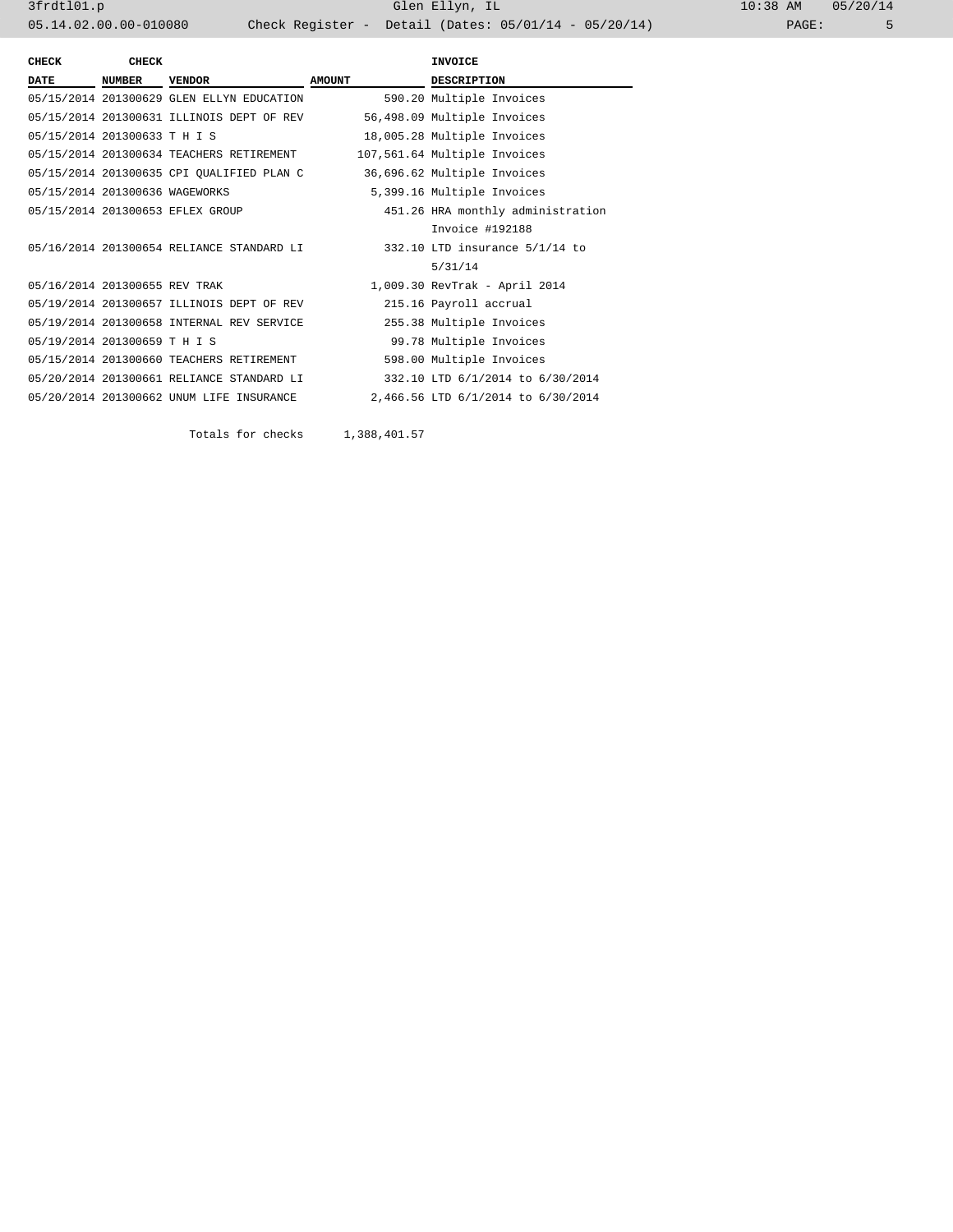| CHECK DATE | CHECK NUMBER | VENDOR | AMOUNT | INVOICE DESCRIPTION |
|---|---|---|---|---|
| 05/15/2014 | 201300629 | GLEN ELLYN EDUCATION | 590.20 | Multiple Invoices |
| 05/15/2014 | 201300631 | ILLINOIS DEPT OF REV | 56,498.09 | Multiple Invoices |
| 05/15/2014 | 201300633 | T H I S | 18,005.28 | Multiple Invoices |
| 05/15/2014 | 201300634 | TEACHERS RETIREMENT | 107,561.64 | Multiple Invoices |
| 05/15/2014 | 201300635 | CPI QUALIFIED PLAN C | 36,696.62 | Multiple Invoices |
| 05/15/2014 | 201300636 | WAGEWORKS | 5,399.16 | Multiple Invoices |
| 05/15/2014 | 201300653 | EFLEX GROUP | 451.26 | HRA monthly administration Invoice #192188 |
| 05/16/2014 | 201300654 | RELIANCE STANDARD LI | 332.10 | LTD insurance 5/1/14 to 5/31/14 |
| 05/16/2014 | 201300655 | REV TRAK | 1,009.30 | RevTrak - April 2014 |
| 05/19/2014 | 201300657 | ILLINOIS DEPT OF REV | 215.16 | Payroll accrual |
| 05/19/2014 | 201300658 | INTERNAL REV SERVICE | 255.38 | Multiple Invoices |
| 05/19/2014 | 201300659 | T H I S | 99.78 | Multiple Invoices |
| 05/15/2014 | 201300660 | TEACHERS RETIREMENT | 598.00 | Multiple Invoices |
| 05/20/2014 | 201300661 | RELIANCE STANDARD LI | 332.10 | LTD 6/1/2014 to 6/30/2014 |
| 05/20/2014 | 201300662 | UNUM LIFE INSURANCE | 2,466.56 | LTD 6/1/2014 to 6/30/2014 |

Totals for checks 1,388,401.57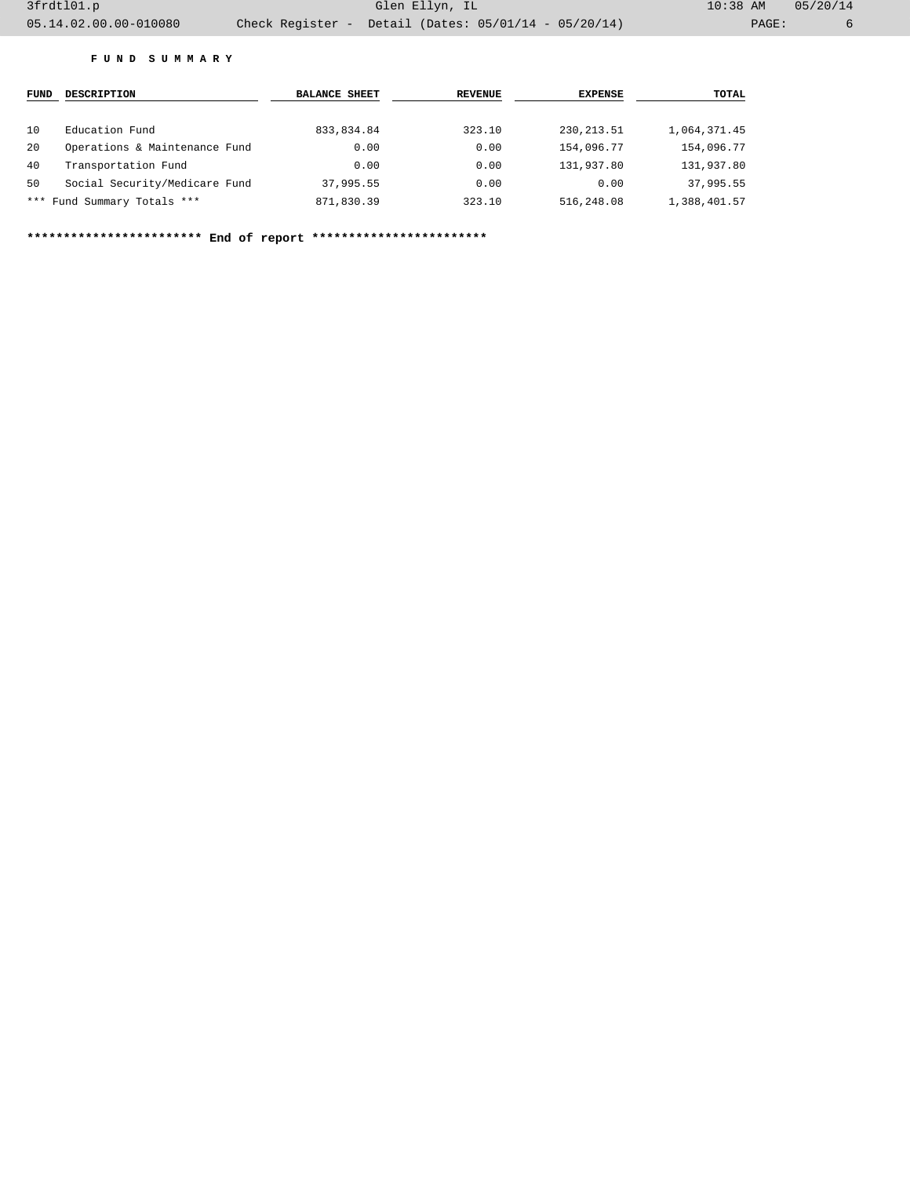**F U N D   S U M M A R Y**

| FUND | DESCRIPTION | BALANCE SHEET | REVENUE | EXPENSE | TOTAL |
|---|---|---|---|---|---|
| 10 | Education Fund | 833,834.84 | 323.10 | 230,213.51 | 1,064,371.45 |
| 20 | Operations & Maintenance Fund | 0.00 | 0.00 | 154,096.77 | 154,096.77 |
| 40 | Transportation Fund | 0.00 | 0.00 | 131,937.80 | 131,937.80 |
| 50 | Social Security/Medicare Fund | 37,995.55 | 0.00 | 0.00 | 37,995.55 |
| *** Fund Summary Totals *** | | 871,830.39 | 323.10 | 516,248.08 | 1,388,401.57 |

************************ **End of report** ************************